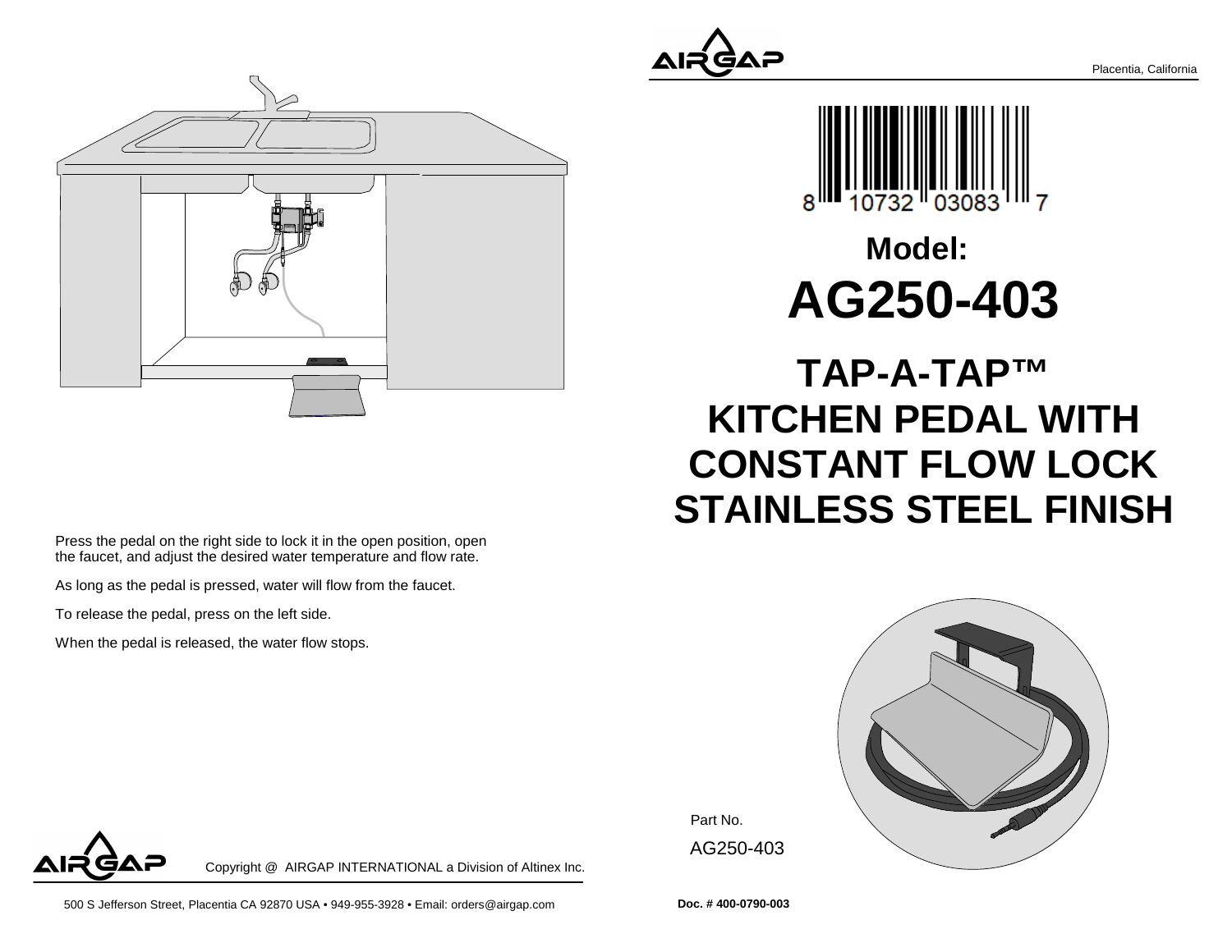Placentia, California

8 10732 03083 7

# Model:

# AG250-403

# TAP-A-TAP™ KITCHEN PEDAL WITH CONSTANT FLOW LOCK STAINLESS STEEL FINISH

Press the pedal on the right side to lock it in the open position, open the faucet, and adjust the desired water temperature and flow rate.

As long as the pedal is pressed, water will flow from the faucet.

To release the pedal, press on the left side.

When the pedal is released, the water flow stops.

Part No.

AG250-403

Copyright @ AIRGAP INTERNATIONAL a Division of Altinex Inc.

500 S Jefferson Street, Placentia CA 92870 USA • 949-955-3928 • Email: orders@airgap.com

**Doc. # 400-0790-003**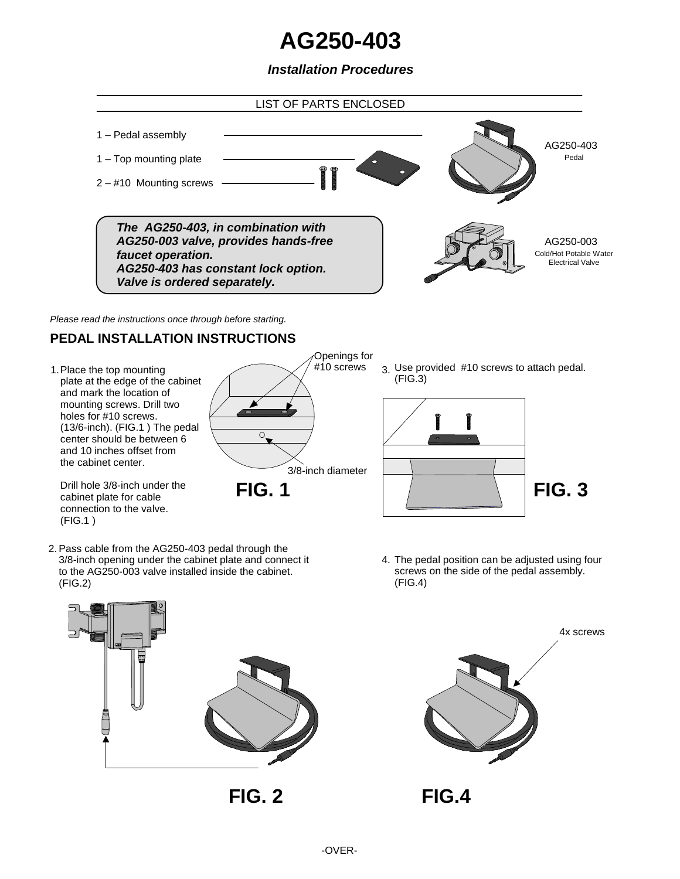# AG250-403

***Installation Procedures***

LIST OF PARTS ENCLOSED

1 – Pedal assembly

1 – Top mounting plate

2 – #10 Mounting screws

AG250-403
Pedal

***The AG250-403, in combination with AG250-003 valve, provides hands-free faucet operation.***
***AG250-403 has constant lock option.***
***Valve is ordered separately.***

AG250-003
Cold/Hot Potable Water
Electrical Valve

*Please read the instructions once through before starting.*

## PEDAL INSTALLATION INSTRUCTIONS

1. Place the top mounting plate at the edge of the cabinet and mark the location of mounting screws. Drill two holes for #10 screws. (13/6-inch). (FIG.1 ) The pedal center should be between 6 and 10 inches offset from the cabinet center.

   Drill hole 3/8-inch under the cabinet plate for cable connection to the valve. (FIG.1 )

Openings for #10 screws

3/8-inch diameter

**FIG. 1**

2. Pass cable from the AG250-403 pedal through the 3/8-inch opening under the cabinet plate and connect it to the AG250-003 valve installed inside the cabinet. (FIG.2)

**FIG. 2**

3. Use provided #10 screws to attach pedal. (FIG.3)

**FIG. 3**

4. The pedal position can be adjusted using four screws on the side of the pedal assembly. (FIG.4)

4x screws

**FIG.4**

-OVER-